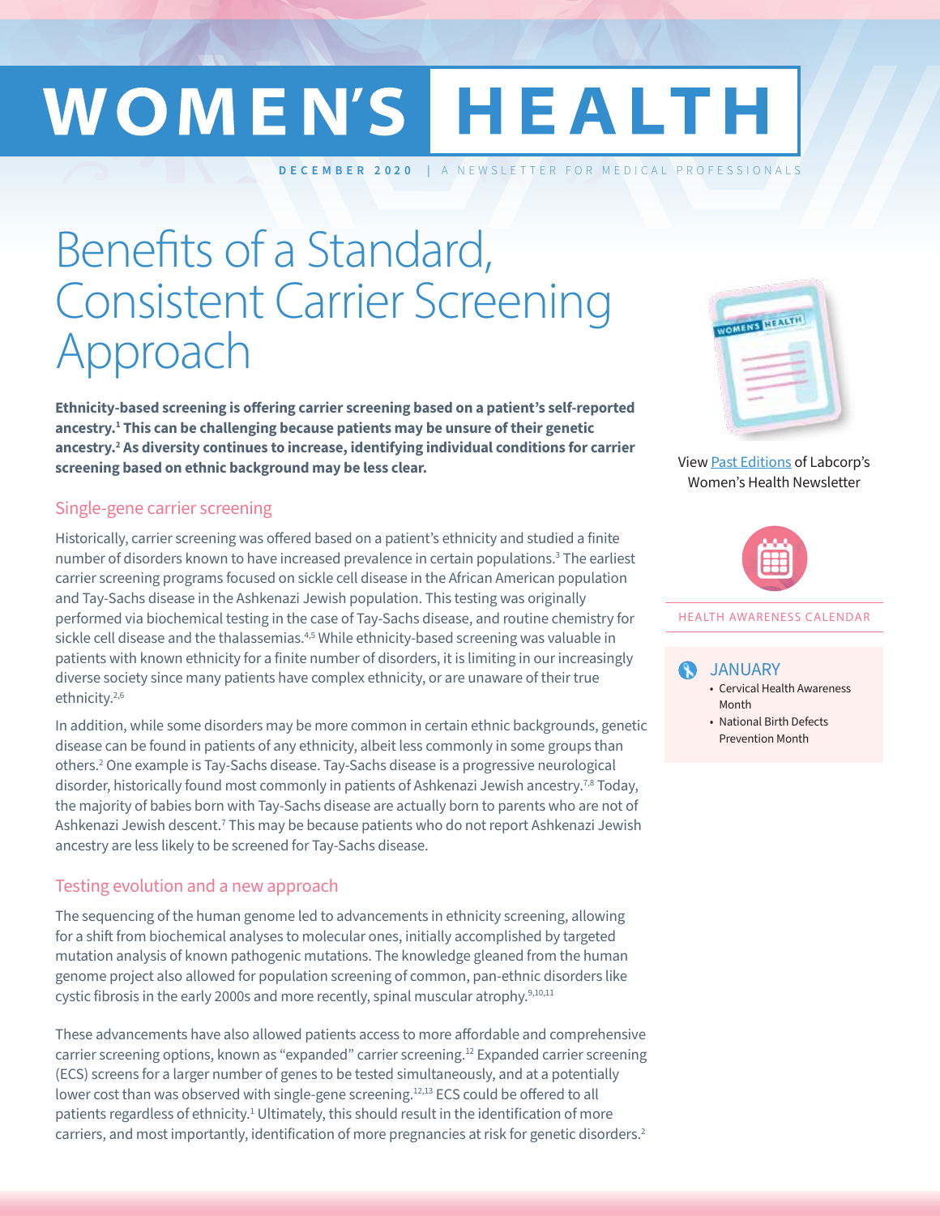# WOMEN'S HEALTH

**DECEMBER 2020** | A NEWSLETTER FOR MEDICAL PROFESSIONALS

# Benefits of a Standard, Consistent Carrier Screening Approach

**Ethnicity-based screening is offering carrier screening based on a patient's self-reported ancestry.[1] This can be challenging because patients may be unsure of their genetic ancestry.[2] As diversity continues to increase, identifying individual conditions for carrier screening based on ethnic background may be less clear.**

## Single-gene carrier screening

Historically, carrier screening was offered based on a patient's ethnicity and studied a finite number of disorders known to have increased prevalence in certain populations.[3] The earliest carrier screening programs focused on sickle cell disease in the African American population and Tay-Sachs disease in the Ashkenazi Jewish population. This testing was originally performed via biochemical testing in the case of Tay-Sachs disease, and routine chemistry for sickle cell disease and the thalassemias.[4,5] While ethnicity-based screening was valuable in patients with known ethnicity for a finite number of disorders, it is limiting in our increasingly diverse society since many patients have complex ethnicity, or are unaware of their true ethnicity.[2,6]

In addition, while some disorders may be more common in certain ethnic backgrounds, genetic disease can be found in patients of any ethnicity, albeit less commonly in some groups than others.[2] One example is Tay-Sachs disease. Tay-Sachs disease is a progressive neurological disorder, historically found most commonly in patients of Ashkenazi Jewish ancestry.[7,8] Today, the majority of babies born with Tay-Sachs disease are actually born to parents who are not of Ashkenazi Jewish descent.[7] This may be because patients who do not report Ashkenazi Jewish ancestry are less likely to be screened for Tay-Sachs disease.

## Testing evolution and a new approach

The sequencing of the human genome led to advancements in ethnicity screening, allowing for a shift from biochemical analyses to molecular ones, initially accomplished by targeted mutation analysis of known pathogenic mutations. The knowledge gleaned from the human genome project also allowed for population screening of common, pan-ethnic disorders like cystic fibrosis in the early 2000s and more recently, spinal muscular atrophy.[9,10,11]

These advancements have also allowed patients access to more affordable and comprehensive carrier screening options, known as "expanded" carrier screening.[12] Expanded carrier screening (ECS) screens for a larger number of genes to be tested simultaneously, and at a potentially lower cost than was observed with single-gene screening.[12,13] ECS could be offered to all patients regardless of ethnicity.[1] Ultimately, this should result in the identification of more carriers, and most importantly, identification of more pregnancies at risk for genetic disorders.[2]

View Past Editions of Labcorp's Women's Health Newsletter

HEALTH AWARENESS CALENDAR

**JANUARY**

- Cervical Health Awareness Month
- National Birth Defects Prevention Month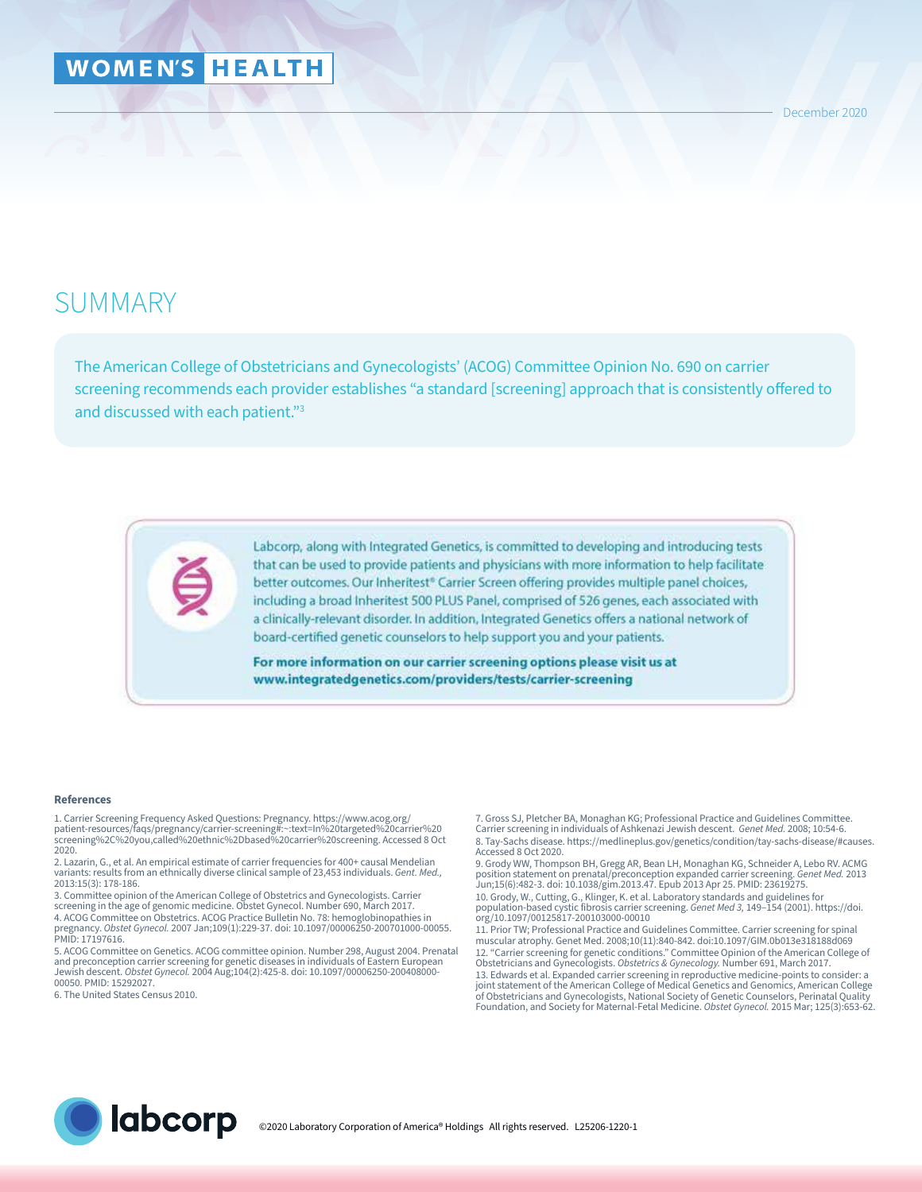# SUMMARY

The American College of Obstetricians and Gynecologists' (ACOG) Committee Opinion No. 690 on carrier screening recommends each provider establishes "a standard [screening] approach that is consistently offered to and discussed with each patient."[3]

Labcorp, along with Integrated Genetics, is committed to developing and introducing tests that can be used to provide patients and physicians with more information to help facilitate better outcomes. Our Inheritest® Carrier Screen offering provides multiple panel choices, including a broad Inheritest 500 PLUS Panel, comprised of 526 genes, each associated with a clinically-relevant disorder. In addition, Integrated Genetics offers a national network of board-certified genetic counselors to help support you and your patients.

**For more information on our carrier screening options please visit us at www.integratedgenetics.com/providers/tests/carrier-screening**

### References

1. Carrier Screening Frequency Asked Questions: Pregnancy. https://www.acog.org/patient-resources/faqs/pregnancy/carrier-screening#:~:text=In%20targeted%20carrier%20screening%2C%20you,called%20ethnic%2Dbased%20carrier%20screening. Accessed 8 Oct 2020.
2. Lazarin, G., et al. An empirical estimate of carrier frequencies for 400+ causal Mendelian variants: results from an ethnically diverse clinical sample of 23,453 individuals. *Gent. Med.,* 2013:15(3): 178-186.
3. Committee opinion of the American College of Obstetrics and Gynecologists. Carrier screening in the age of genomic medicine. Obstet Gynecol. Number 690, March 2017.
4. ACOG Committee on Obstetrics. ACOG Practice Bulletin No. 78: hemoglobinopathies in pregnancy. *Obstet Gynecol.* 2007 Jan;109(1):229-37. doi: 10.1097/00006250-200701000-00055. PMID: 17197616.
5. ACOG Committee on Genetics. ACOG committee opinion. Number 298, August 2004. Prenatal and preconception carrier screening for genetic diseases in individuals of Eastern European Jewish descent. *Obstet Gynecol.* 2004 Aug;104(2):425-8. doi: 10.1097/00006250-200408000-00050. PMID: 15292027.
6. The United States Census 2010.
7. Gross SJ, Pletcher BA, Monaghan KG; Professional Practice and Guidelines Committee. Carrier screening in individuals of Ashkenazi Jewish descent. *Genet Med.* 2008; 10:54-6.
8. Tay-Sachs disease. https://medlineplus.gov/genetics/condition/tay-sachs-disease/#causes. Accessed 8 Oct 2020.
9. Grody WW, Thompson BH, Gregg AR, Bean LH, Monaghan KG, Schneider A, Lebo RV. ACMG position statement on prenatal/preconception expanded carrier screening. *Genet Med.* 2013 Jun;15(6):482-3. doi: 10.1038/gim.2013.47. Epub 2013 Apr 25. PMID: 23619275.
10. Grody, W., Cutting, G., Klinger, K. et al. Laboratory standards and guidelines for population-based cystic fibrosis carrier screening. *Genet Med 3,* 149–154 (2001). https://doi.org/10.1097/00125817-200103000-00010
11. Prior TW; Professional Practice and Guidelines Committee. Carrier screening for spinal muscular atrophy. Genet Med. 2008;10(11):840-842. doi:10.1097/GIM.0b013e318188d069
12. "Carrier screening for genetic conditions." Committee Opinion of the American College of Obstetricians and Gynecologists. *Obstetrics & Gynecology.* Number 691, March 2017.
13. Edwards et al. Expanded carrier screening in reproductive medicine-points to consider: a joint statement of the American College of Medical Genetics and Genomics, American College of Obstetricians and Gynecologists, National Society of Genetic Counselors, Perinatal Quality Foundation, and Society for Maternal-Fetal Medicine. *Obstet Gynecol.* 2015 Mar; 125(3):653-62.

©2020 Laboratory Corporation of America® Holdings All rights reserved. L25206-1220-1